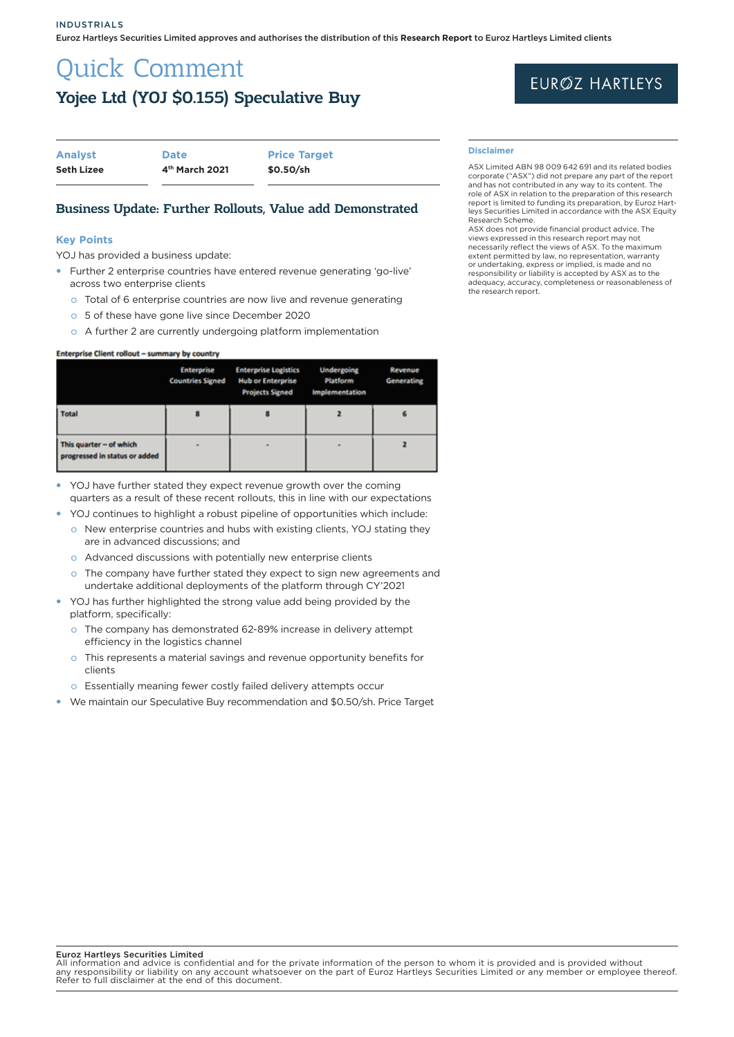INDUSTRIALS

Euroz Hartleys Securities Limited approves and authorises the distribution of this **Research Report** to Euroz Hartleys Limited clients

# Quick Comment

## Yojee Ltd (YOJ $0.155) Speculative Buy

EUROZ HARTLEYS

| Analyst | Date | Price Target |
|---|---|---|
| Seth Lizee | 4th March 2021 | $0.50/sh |

### Business Update: Further Rollouts, Value add Demonstrated

**Key Points**

YOJ has provided a business update:

- Further 2 enterprise countries have entered revenue generating 'go-live' across two enterprise clients
  - Total of 6 enterprise countries are now live and revenue generating
  - 5 of these have gone live since December 2020
  - A further 2 are currently undergoing platform implementation

**Enterprise Client rollout – summary by country**

| | Enterprise Countries Signed | Enterprise Logistics Hub or Enterprise Projects Signed | Undergoing Platform Implementation | Revenue Generating |
|---|---|---|---|---|
| Total | 8 | 8 | 2 | 6 |
| This quarter – of which progressed in status or added | - | - | - | 2 |

- YOJ have further stated they expect revenue growth over the coming quarters as a result of these recent rollouts, this in line with our expectations
- YOJ continues to highlight a robust pipeline of opportunities which include:
  - New enterprise countries and hubs with existing clients, YOJ stating they are in advanced discussions; and
  - Advanced discussions with potentially new enterprise clients
  - The company have further stated they expect to sign new agreements and undertake additional deployments of the platform through CY'2021
- YOJ has further highlighted the strong value add being provided by the platform, specifically:
  - The company has demonstrated 62-89% increase in delivery attempt efficiency in the logistics channel
  - This represents a material savings and revenue opportunity benefits for clients
  - Essentially meaning fewer costly failed delivery attempts occur
- We maintain our Speculative Buy recommendation and $0.50/sh. Price Target

**Disclaimer**

ASX Limited ABN 98 009 642 691 and its related bodies corporate ("ASX") did not prepare any part of the report and has not contributed in any way to its content. The role of ASX in relation to the preparation of this research report is limited to funding its preparation, by Euroz Hartleys Securities Limited in accordance with the ASX Equity Research Scheme.
ASX does not provide financial product advice. The views expressed in this research report may not necessarily reflect the views of ASX. To the maximum extent permitted by law, no representation, warranty or undertaking, express or implied, is made and no responsibility or liability is accepted by ASX as to the adequacy, accuracy, completeness or reasonableness of the research report.

**Euroz Hartleys Securities Limited**
All information and advice is confidential and for the private information of the person to whom it is provided and is provided without any responsibility or liability on any account whatsoever on the part of Euroz Hartleys Securities Limited or any member or employee thereof. Refer to full disclaimer at the end of this document.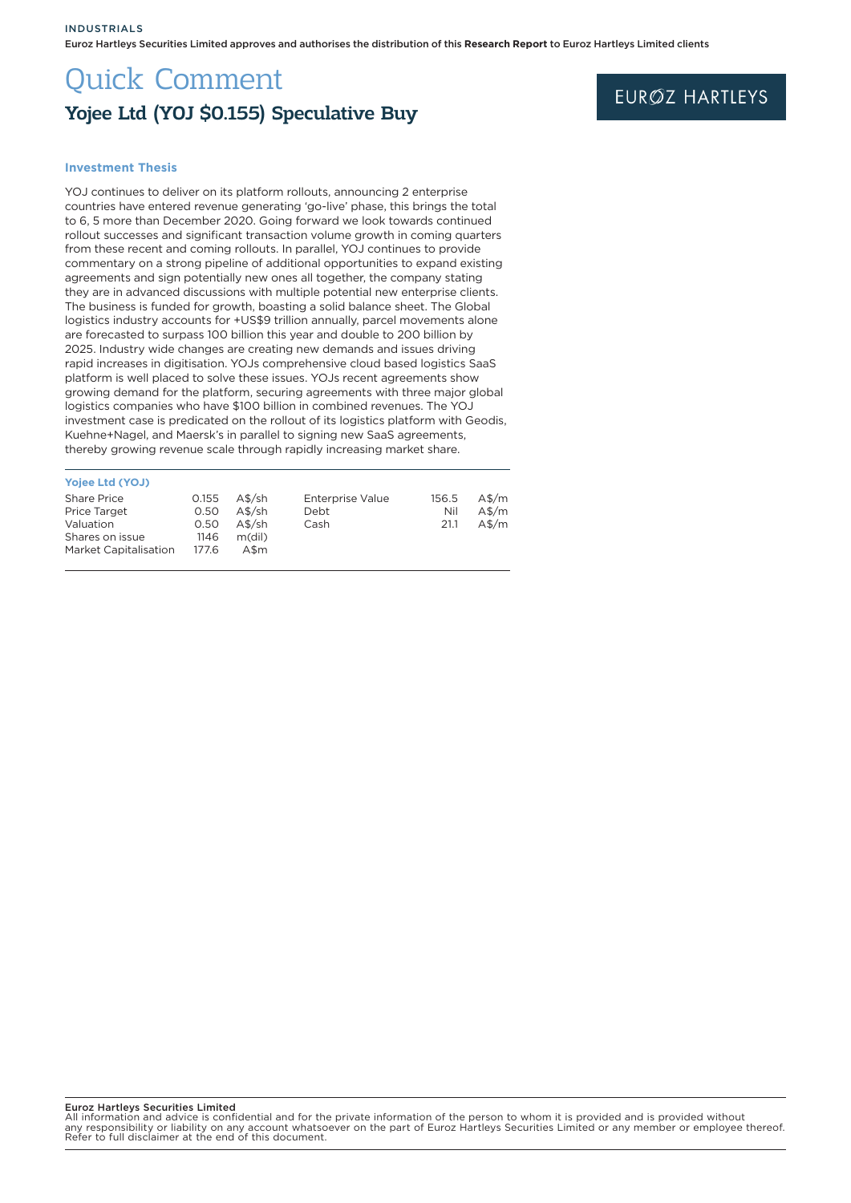INDUSTRIALS

Euroz Hartleys Securities Limited approves and authorises the distribution of this **Research Report** to Euroz Hartleys Limited clients

# Quick Comment

## Yojee Ltd (YOJ $0.155) Speculative Buy

EUROZ HARTLEYS

### Investment Thesis

YOJ continues to deliver on its platform rollouts, announcing 2 enterprise countries have entered revenue generating 'go-live' phase, this brings the total to 6, 5 more than December 2020. Going forward we look towards continued rollout successes and significant transaction volume growth in coming quarters from these recent and coming rollouts. In parallel, YOJ continues to provide commentary on a strong pipeline of additional opportunities to expand existing agreements and sign potentially new ones all together, the company stating they are in advanced discussions with multiple potential new enterprise clients. The business is funded for growth, boasting a solid balance sheet. The Global logistics industry accounts for +US$9 trillion annually, parcel movements alone are forecasted to surpass 100 billion this year and double to 200 billion by 2025. Industry wide changes are creating new demands and issues driving rapid increases in digitisation. YOJs comprehensive cloud based logistics SaaS platform is well placed to solve these issues. YOJs recent agreements show growing demand for the platform, securing agreements with three major global logistics companies who have $100 billion in combined revenues. The YOJ investment case is predicated on the rollout of its logistics platform with Geodis, Kuehne+Nagel, and Maersk's in parallel to signing new SaaS agreements, thereby growing revenue scale through rapidly increasing market share.

**Yojee Ltd (YOJ)**

| | | | | | |
|---|---|---|---|---|---|
| Share Price | 0.155 | A$/sh | Enterprise Value | 156.5 | A$/m |
| Price Target | 0.50 | A$/sh | Debt | Nil | A$/m |
| Valuation | 0.50 | A$/sh | Cash | 21.1 | A$/m |
| Shares on issue | 1146 | m(dil) | | | |
| Market Capitalisation | 177.6 | A$m | | | |

**Euroz Hartleys Securities Limited**
All information and advice is confidential and for the private information of the person to whom it is provided and is provided without any responsibility or liability on any account whatsoever on the part of Euroz Hartleys Securities Limited or any member or employee thereof. Refer to full disclaimer at the end of this document.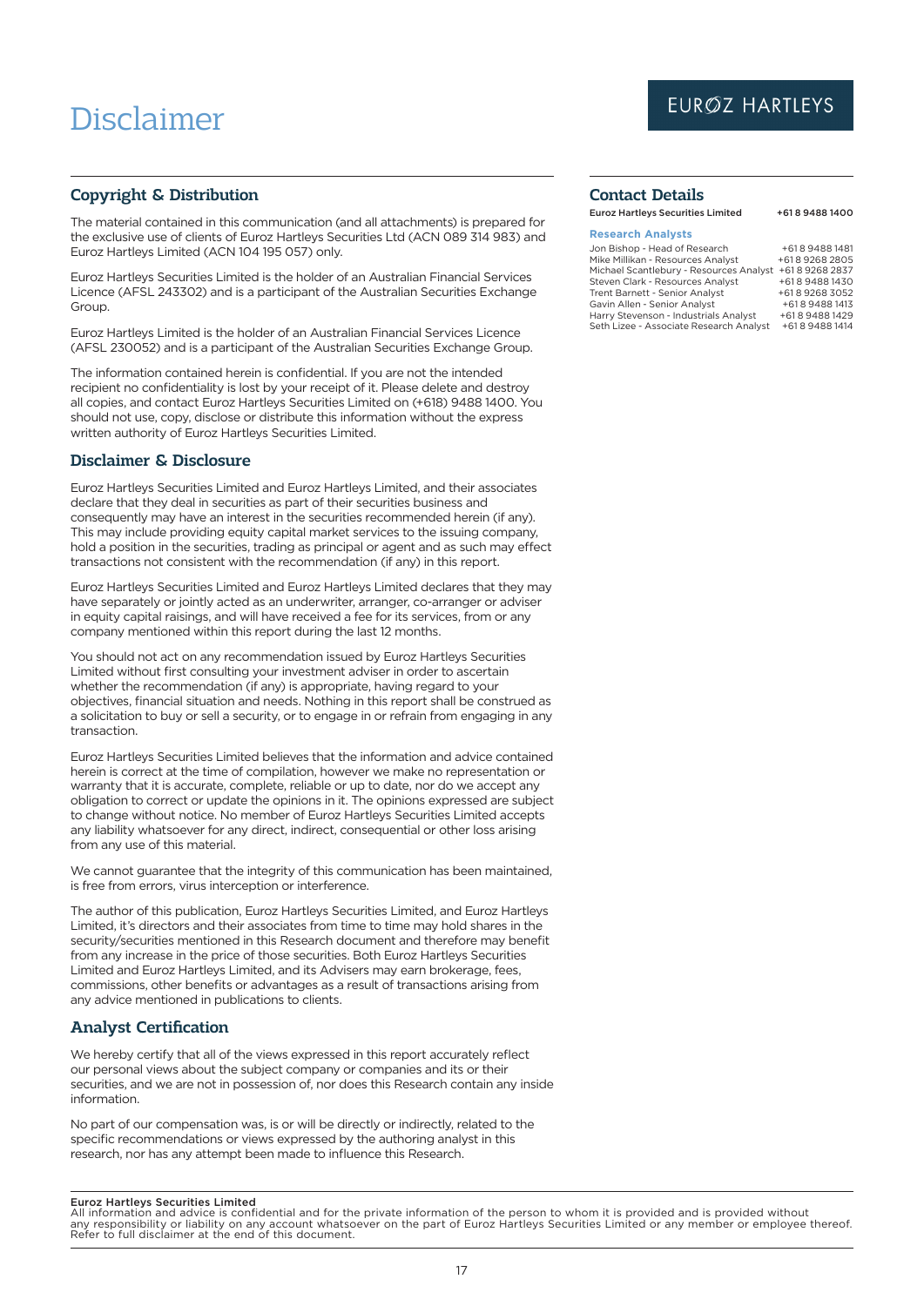# Disclaimer

EUROZ HARTLEYS

## Copyright & Distribution

The material contained in this communication (and all attachments) is prepared for the exclusive use of clients of Euroz Hartleys Securities Ltd (ACN 089 314 983) and Euroz Hartleys Limited (ACN 104 195 057) only.

Euroz Hartleys Securities Limited is the holder of an Australian Financial Services Licence (AFSL 243302) and is a participant of the Australian Securities Exchange Group.

Euroz Hartleys Limited is the holder of an Australian Financial Services Licence (AFSL 230052) and is a participant of the Australian Securities Exchange Group.

The information contained herein is confidential. If you are not the intended recipient no confidentiality is lost by your receipt of it. Please delete and destroy all copies, and contact Euroz Hartleys Securities Limited on (+618) 9488 1400. You should not use, copy, disclose or distribute this information without the express written authority of Euroz Hartleys Securities Limited.

## Disclaimer & Disclosure

Euroz Hartleys Securities Limited and Euroz Hartleys Limited, and their associates declare that they deal in securities as part of their securities business and consequently may have an interest in the securities recommended herein (if any). This may include providing equity capital market services to the issuing company, hold a position in the securities, trading as principal or agent and as such may effect transactions not consistent with the recommendation (if any) in this report.

Euroz Hartleys Securities Limited and Euroz Hartleys Limited declares that they may have separately or jointly acted as an underwriter, arranger, co-arranger or adviser in equity capital raisings, and will have received a fee for its services, from or any company mentioned within this report during the last 12 months.

You should not act on any recommendation issued by Euroz Hartleys Securities Limited without first consulting your investment adviser in order to ascertain whether the recommendation (if any) is appropriate, having regard to your objectives, financial situation and needs. Nothing in this report shall be construed as a solicitation to buy or sell a security, or to engage in or refrain from engaging in any transaction.

Euroz Hartleys Securities Limited believes that the information and advice contained herein is correct at the time of compilation, however we make no representation or warranty that it is accurate, complete, reliable or up to date, nor do we accept any obligation to correct or update the opinions in it. The opinions expressed are subject to change without notice. No member of Euroz Hartleys Securities Limited accepts any liability whatsoever for any direct, indirect, consequential or other loss arising from any use of this material.

We cannot guarantee that the integrity of this communication has been maintained, is free from errors, virus interception or interference.

The author of this publication, Euroz Hartleys Securities Limited, and Euroz Hartleys Limited, it's directors and their associates from time to time may hold shares in the security/securities mentioned in this Research document and therefore may benefit from any increase in the price of those securities. Both Euroz Hartleys Securities Limited and Euroz Hartleys Limited, and its Advisers may earn brokerage, fees, commissions, other benefits or advantages as a result of transactions arising from any advice mentioned in publications to clients.

## Analyst Certification

We hereby certify that all of the views expressed in this report accurately reflect our personal views about the subject company or companies and its or their securities, and we are not in possession of, nor does this Research contain any inside information.

No part of our compensation was, is or will be directly or indirectly, related to the specific recommendations or views expressed by the authoring analyst in this research, nor has any attempt been made to influence this Research.

## Contact Details

**Euroz Hartleys Securities Limited** **+61 8 9488 1400**

### Research Analysts

| | |
|---|---|
| Jon Bishop - Head of Research | +61 8 9488 1481 |
| Mike Millikan - Resources Analyst | +61 8 9268 2805 |
| Michael Scantlebury - Resources Analyst | +61 8 9268 2837 |
| Steven Clark - Resources Analyst | +61 8 9488 1430 |
| Trent Barnett - Senior Analyst | +61 8 9268 3052 |
| Gavin Allen - Senior Analyst | +61 8 9488 1413 |
| Harry Stevenson - Industrials Analyst | +61 8 9488 1429 |
| Seth Lizee - Associate Research Analyst | +61 8 9488 1414 |

**Euroz Hartleys Securities Limited**
All information and advice is confidential and for the private information of the person to whom it is provided and is provided without any responsibility or liability on any account whatsoever on the part of Euroz Hartleys Securities Limited or any member or employee thereof. Refer to full disclaimer at the end of this document.